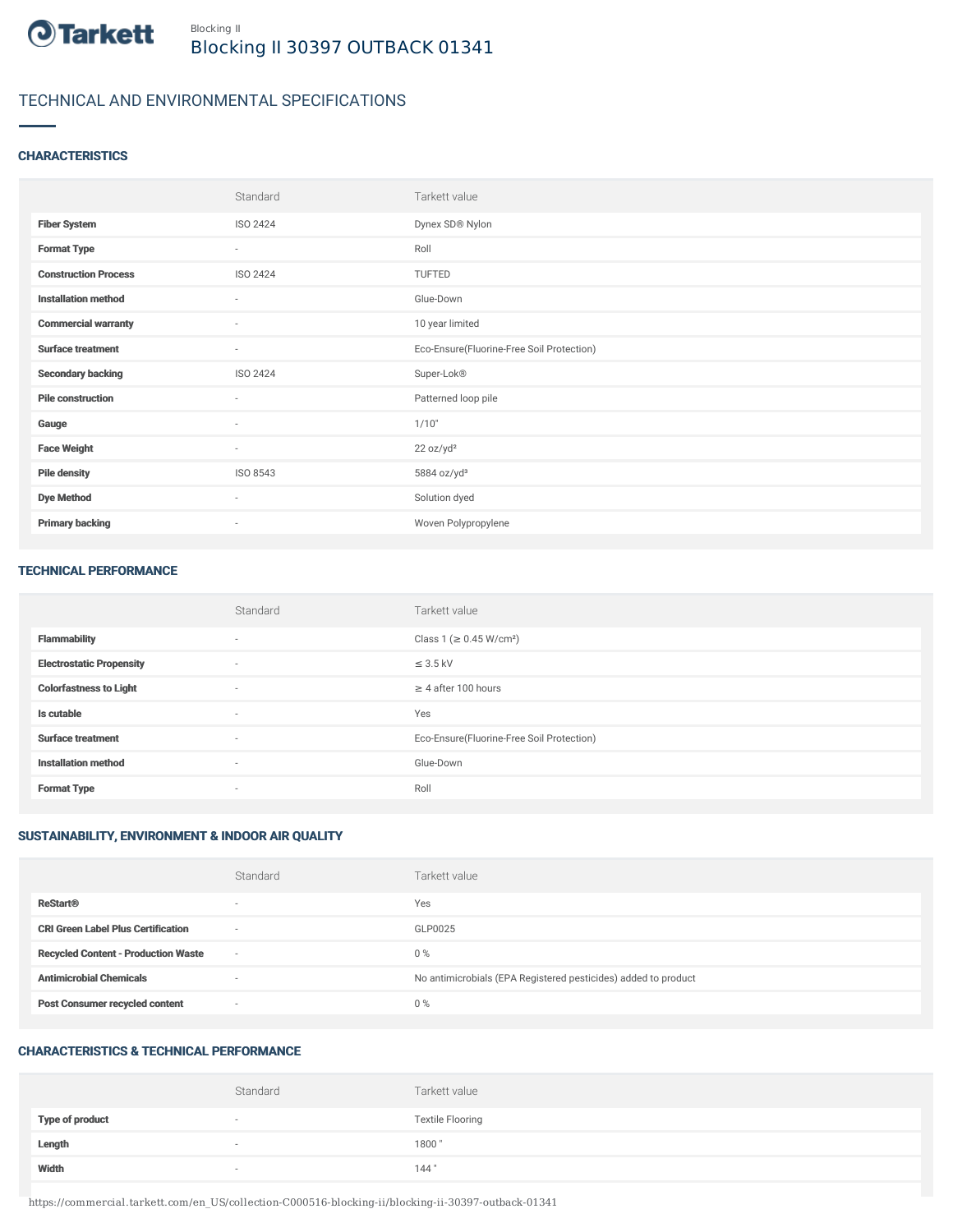Tarkett

Blocking II

# Blocking II 30397 OUTBACK 01341

## TECHNICAL AND ENVIRONMENTAL SPECIFICATIONS

### CHARACTERISTICS

| | Standard | Tarkett value |
|---|---|---|
| **Fiber System** | ISO 2424 | Dynex SD® Nylon |
| **Format Type** | - | Roll |
| **Construction Process** | ISO 2424 | TUFTED |
| **Installation method** | - | Glue-Down |
| **Commercial warranty** | - | 10 year limited |
| **Surface treatment** | - | Eco-Ensure(Fluorine-Free Soil Protection) |
| **Secondary backing** | ISO 2424 | Super-Lok® |
| **Pile construction** | - | Patterned loop pile |
| **Gauge** | - | 1/10" |
| **Face Weight** | - | 22 oz/yd² |
| **Pile density** | ISO 8543 | 5884 oz/yd³ |
| **Dye Method** | - | Solution dyed |
| **Primary backing** | - | Woven Polypropylene |

### TECHNICAL PERFORMANCE

| | Standard | Tarkett value |
|---|---|---|
| **Flammability** | - | Class 1 (≥ 0.45 W/cm²) |
| **Electrostatic Propensity** | - | ≤ 3.5 kV |
| **Colorfastness to Light** | - | ≥ 4 after 100 hours |
| **Is cutable** | - | Yes |
| **Surface treatment** | - | Eco-Ensure(Fluorine-Free Soil Protection) |
| **Installation method** | - | Glue-Down |
| **Format Type** | - | Roll |

### SUSTAINABILITY, ENVIRONMENT & INDOOR AIR QUALITY

| | Standard | Tarkett value |
|---|---|---|
| **ReStart®** | - | Yes |
| **CRI Green Label Plus Certification** | - | GLP0025 |
| **Recycled Content - Production Waste** | - | 0 % |
| **Antimicrobial Chemicals** | - | No antimicrobials (EPA Registered pesticides) added to product |
| **Post Consumer recycled content** | - | 0 % |

### CHARACTERISTICS & TECHNICAL PERFORMANCE

| | Standard | Tarkett value |
|---|---|---|
| **Type of product** | - | Textile Flooring |
| **Length** | - | 1800 " |
| **Width** | - | 144 " |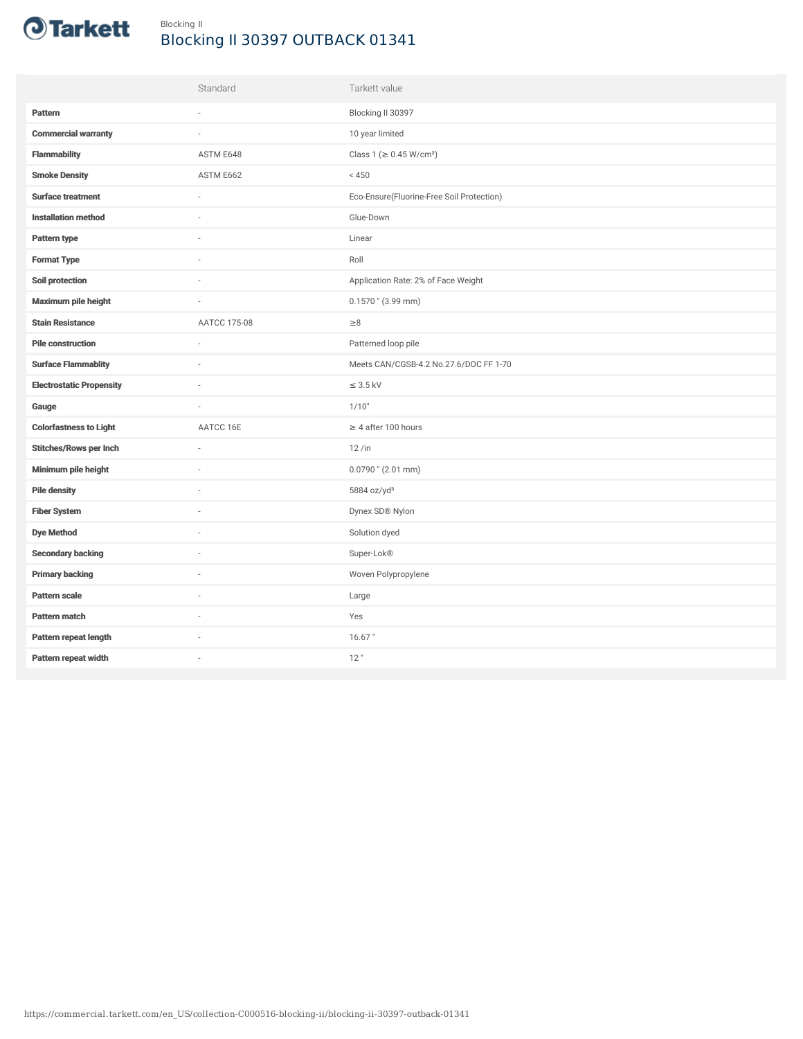Blocking II

# Blocking II 30397 OUTBACK 01341

| | Standard | Tarkett value |
|---|---|---|
| **Pattern** | - | Blocking II 30397 |
| **Commercial warranty** | - | 10 year limited |
| **Flammability** | ASTM E648 | Class 1 (≥ 0.45 W/cm²) |
| **Smoke Density** | ASTM E662 | < 450 |
| **Surface treatment** | - | Eco-Ensure(Fluorine-Free Soil Protection) |
| **Installation method** | - | Glue-Down |
| **Pattern type** | - | Linear |
| **Format Type** | - | Roll |
| **Soil protection** | - | Application Rate: 2% of Face Weight |
| **Maximum pile height** | - | 0.1570 " (3.99 mm) |
| **Stain Resistance** | AATCC 175-08 | ≥8 |
| **Pile construction** | - | Patterned loop pile |
| **Surface Flammablity** | - | Meets CAN/CGSB-4.2 No.27.6/DOC FF 1-70 |
| **Electrostatic Propensity** | - | ≤ 3.5 kV |
| **Gauge** | - | 1/10" |
| **Colorfastness to Light** | AATCC 16E | ≥ 4 after 100 hours |
| **Stitches/Rows per Inch** | - | 12 /in |
| **Minimum pile height** | - | 0.0790 " (2.01 mm) |
| **Pile density** | - | 5884 oz/yd³ |
| **Fiber System** | - | Dynex SD® Nylon |
| **Dye Method** | - | Solution dyed |
| **Secondary backing** | - | Super-Lok® |
| **Primary backing** | - | Woven Polypropylene |
| **Pattern scale** | - | Large |
| **Pattern match** | - | Yes |
| **Pattern repeat length** | - | 16.67 " |
| **Pattern repeat width** | - | 12 " |

https://commercial.tarkett.com/en_US/collection-C000516-blocking-ii/blocking-ii-30397-outback-01341